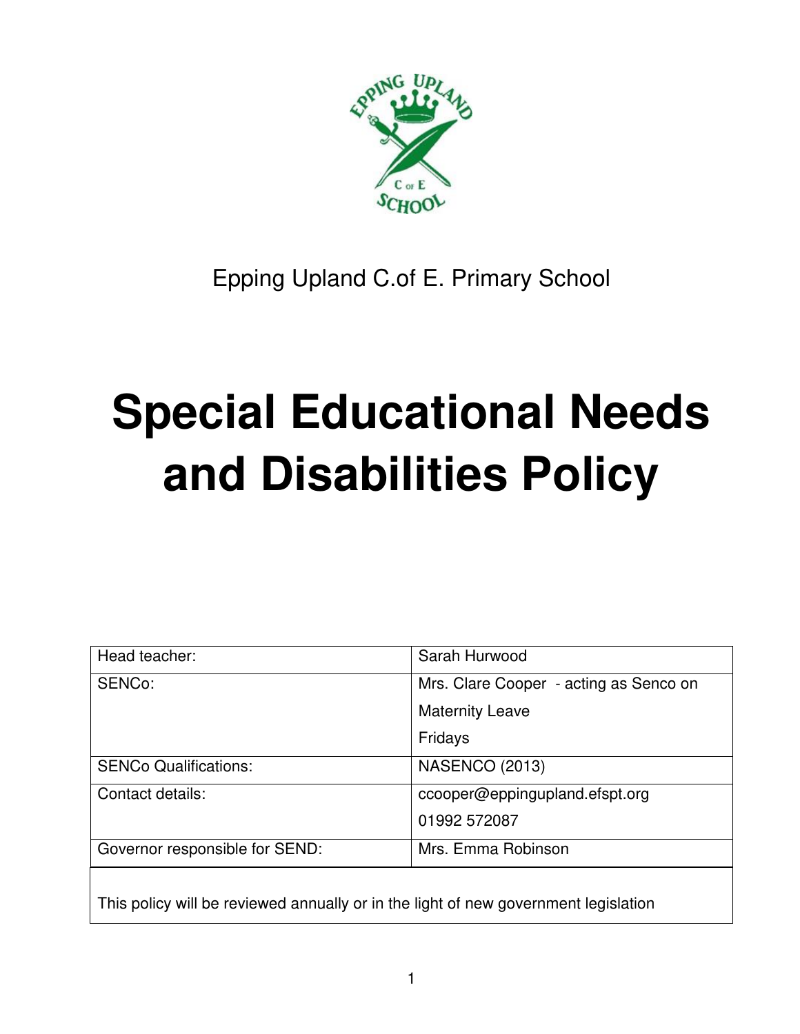Epping Upland C.of E. Primary School

# Special Educational Needs and Disabilities Policy

| Head teacher: | Sarah Hurwood |
| --- | --- |
| SENCo: | Mrs. Clare Cooper - acting as Senco on Maternity Leave Fridays |
| SENCo Qualifications: | NASENCO (2013) |
| Contact details: | ccooper@eppingupland.efspt.org 01992 572087 |
| Governor responsible for SEND: | Mrs. Emma Robinson |

This policy will be reviewed annually or in the light of new government legislation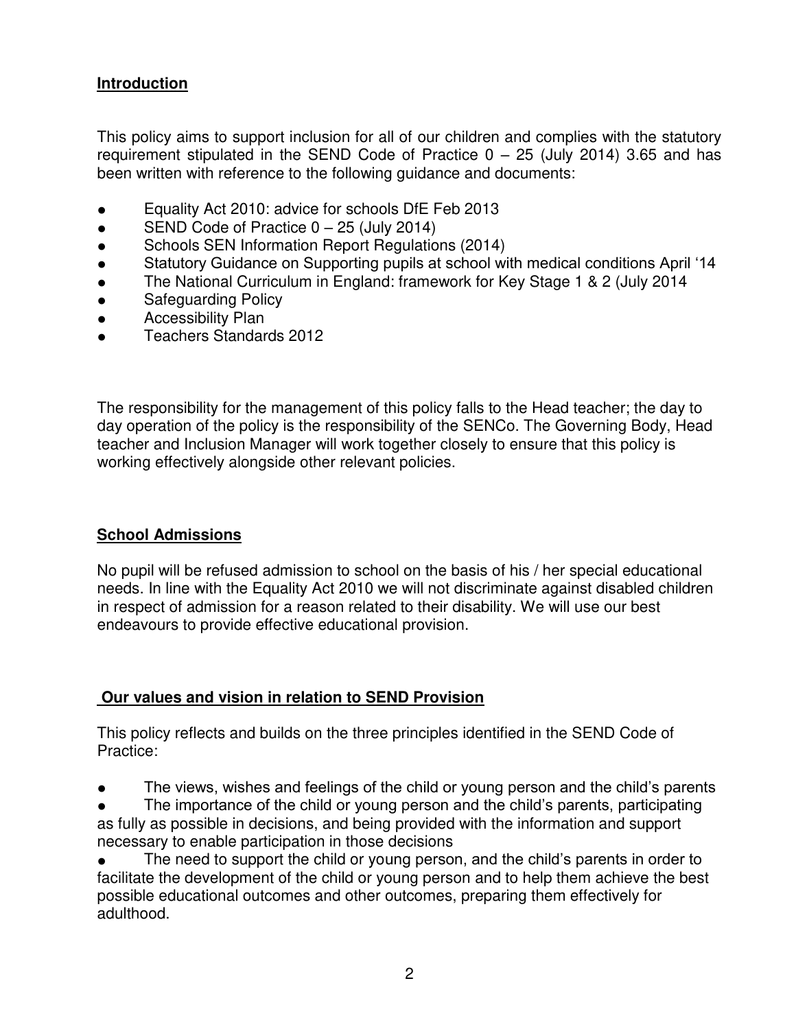## Introduction

This policy aims to support inclusion for all of our children and complies with the statutory requirement stipulated in the SEND Code of Practice 0 – 25 (July 2014) 3.65 and has been written with reference to the following guidance and documents:

- Equality Act 2010: advice for schools DfE Feb 2013
- SEND Code of Practice 0 – 25 (July 2014)
- Schools SEN Information Report Regulations (2014)
- Statutory Guidance on Supporting pupils at school with medical conditions April '14
- The National Curriculum in England: framework for Key Stage 1 & 2 (July 2014
- Safeguarding Policy
- Accessibility Plan
- Teachers Standards 2012

The responsibility for the management of this policy falls to the Head teacher; the day to day operation of the policy is the responsibility of the SENCo. The Governing Body, Head teacher and Inclusion Manager will work together closely to ensure that this policy is working effectively alongside other relevant policies.

## School Admissions

No pupil will be refused admission to school on the basis of his / her special educational needs. In line with the Equality Act 2010 we will not discriminate against disabled children in respect of admission for a reason related to their disability. We will use our best endeavours to provide effective educational provision.

## Our values and vision in relation to SEND Provision

This policy reflects and builds on the three principles identified in the SEND Code of Practice:

- The views, wishes and feelings of the child or young person and the child's parents
- The importance of the child or young person and the child's parents, participating as fully as possible in decisions, and being provided with the information and support necessary to enable participation in those decisions
- The need to support the child or young person, and the child's parents in order to facilitate the development of the child or young person and to help them achieve the best possible educational outcomes and other outcomes, preparing them effectively for adulthood.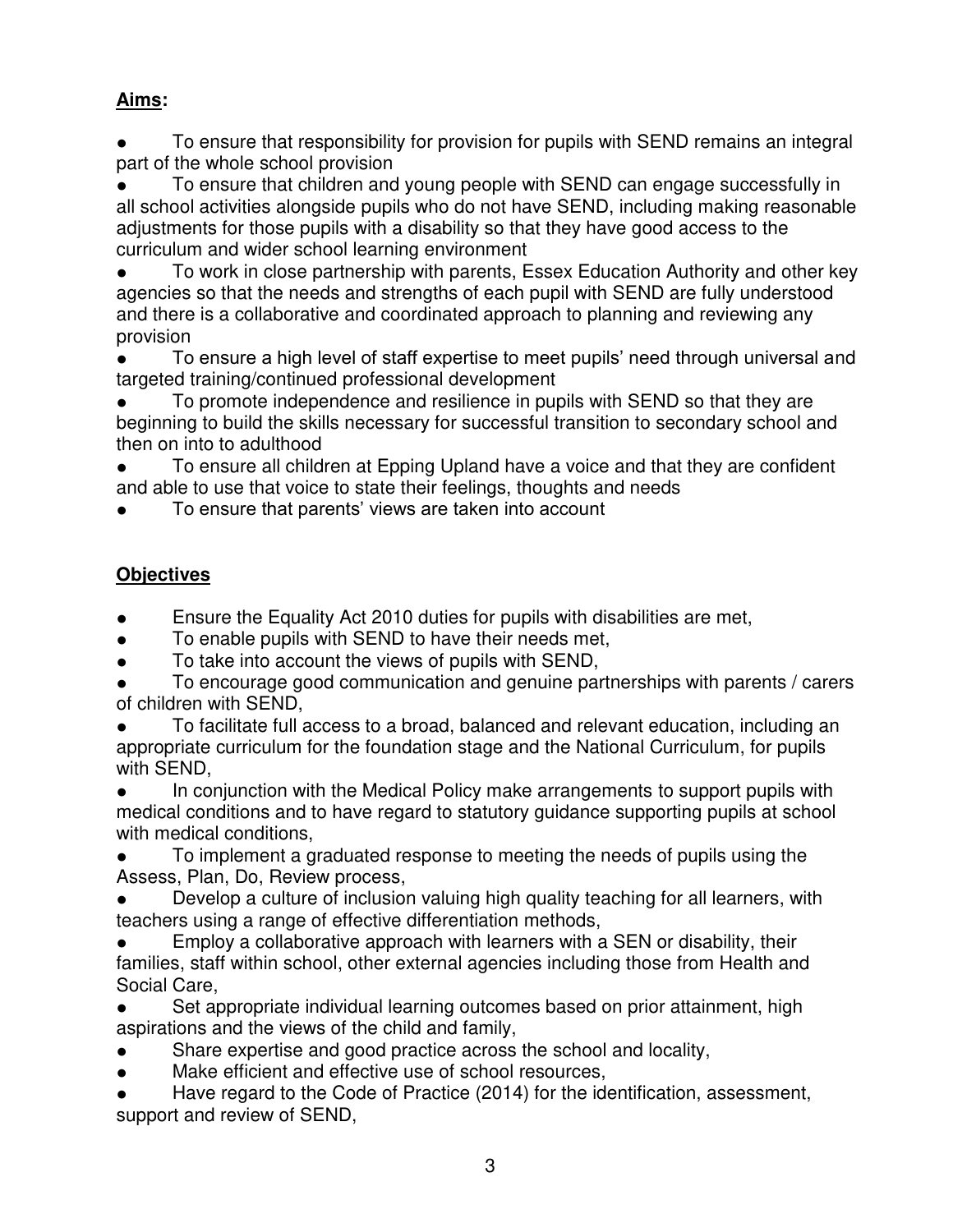## **Aims**:

- To ensure that responsibility for provision for pupils with SEND remains an integral part of the whole school provision
- To ensure that children and young people with SEND can engage successfully in all school activities alongside pupils who do not have SEND, including making reasonable adjustments for those pupils with a disability so that they have good access to the curriculum and wider school learning environment
- To work in close partnership with parents, Essex Education Authority and other key agencies so that the needs and strengths of each pupil with SEND are fully understood and there is a collaborative and coordinated approach to planning and reviewing any provision
- To ensure a high level of staff expertise to meet pupils' need through universal and targeted training/continued professional development
- To promote independence and resilience in pupils with SEND so that they are beginning to build the skills necessary for successful transition to secondary school and then on into to adulthood
- To ensure all children at Epping Upland have a voice and that they are confident and able to use that voice to state their feelings, thoughts and needs
- To ensure that parents' views are taken into account

## **Objectives**

- Ensure the Equality Act 2010 duties for pupils with disabilities are met,
- To enable pupils with SEND to have their needs met,
- To take into account the views of pupils with SEND,
- To encourage good communication and genuine partnerships with parents / carers of children with SEND,
- To facilitate full access to a broad, balanced and relevant education, including an appropriate curriculum for the foundation stage and the National Curriculum, for pupils with SEND,
- In conjunction with the Medical Policy make arrangements to support pupils with medical conditions and to have regard to statutory guidance supporting pupils at school with medical conditions,
- To implement a graduated response to meeting the needs of pupils using the Assess, Plan, Do, Review process,
- Develop a culture of inclusion valuing high quality teaching for all learners, with teachers using a range of effective differentiation methods,
- Employ a collaborative approach with learners with a SEN or disability, their families, staff within school, other external agencies including those from Health and Social Care,
- Set appropriate individual learning outcomes based on prior attainment, high aspirations and the views of the child and family,
- Share expertise and good practice across the school and locality,
- Make efficient and effective use of school resources,
- Have regard to the Code of Practice (2014) for the identification, assessment, support and review of SEND,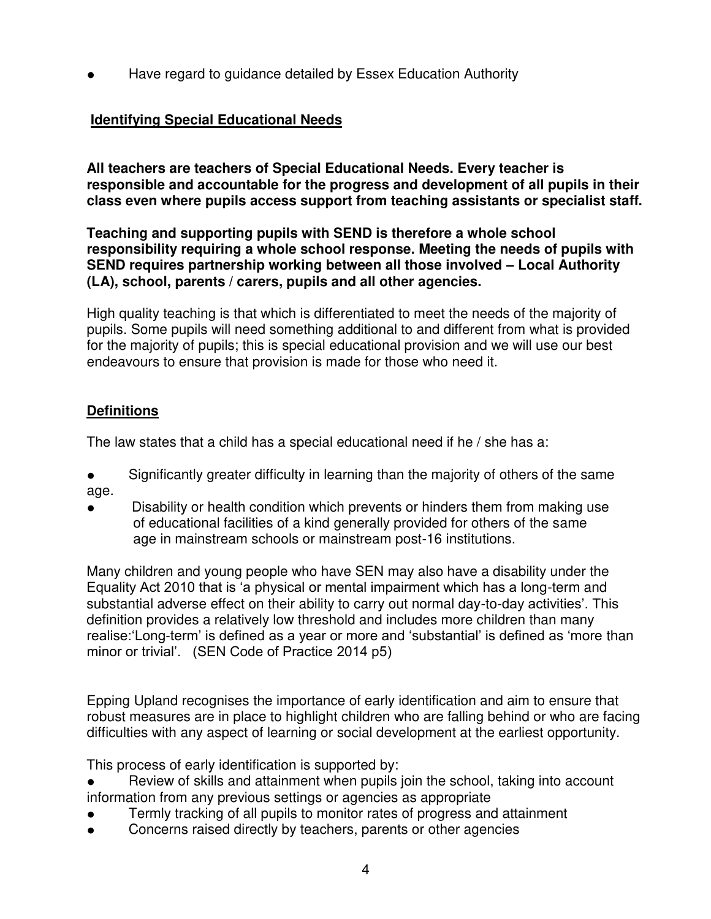- Have regard to guidance detailed by Essex Education Authority

## Identifying Special Educational Needs

**All teachers are teachers of Special Educational Needs. Every teacher is responsible and accountable for the progress and development of all pupils in their class even where pupils access support from teaching assistants or specialist staff.**

**Teaching and supporting pupils with SEND is therefore a whole school responsibility requiring a whole school response. Meeting the needs of pupils with SEND requires partnership working between all those involved – Local Authority (LA), school, parents / carers, pupils and all other agencies.**

High quality teaching is that which is differentiated to meet the needs of the majority of pupils. Some pupils will need something additional to and different from what is provided for the majority of pupils; this is special educational provision and we will use our best endeavours to ensure that provision is made for those who need it.

## Definitions

The law states that a child has a special educational need if he / she has a:

- Significantly greater difficulty in learning than the majority of others of the same age.
- Disability or health condition which prevents or hinders them from making use of educational facilities of a kind generally provided for others of the same age in mainstream schools or mainstream post-16 institutions.

Many children and young people who have SEN may also have a disability under the Equality Act 2010 that is 'a physical or mental impairment which has a long-term and substantial adverse effect on their ability to carry out normal day-to-day activities'. This definition provides a relatively low threshold and includes more children than many realise:'Long-term' is defined as a year or more and 'substantial' is defined as 'more than minor or trivial'. (SEN Code of Practice 2014 p5)

Epping Upland recognises the importance of early identification and aim to ensure that robust measures are in place to highlight children who are falling behind or who are facing difficulties with any aspect of learning or social development at the earliest opportunity.

This process of early identification is supported by:

- Review of skills and attainment when pupils join the school, taking into account information from any previous settings or agencies as appropriate
- Termly tracking of all pupils to monitor rates of progress and attainment
- Concerns raised directly by teachers, parents or other agencies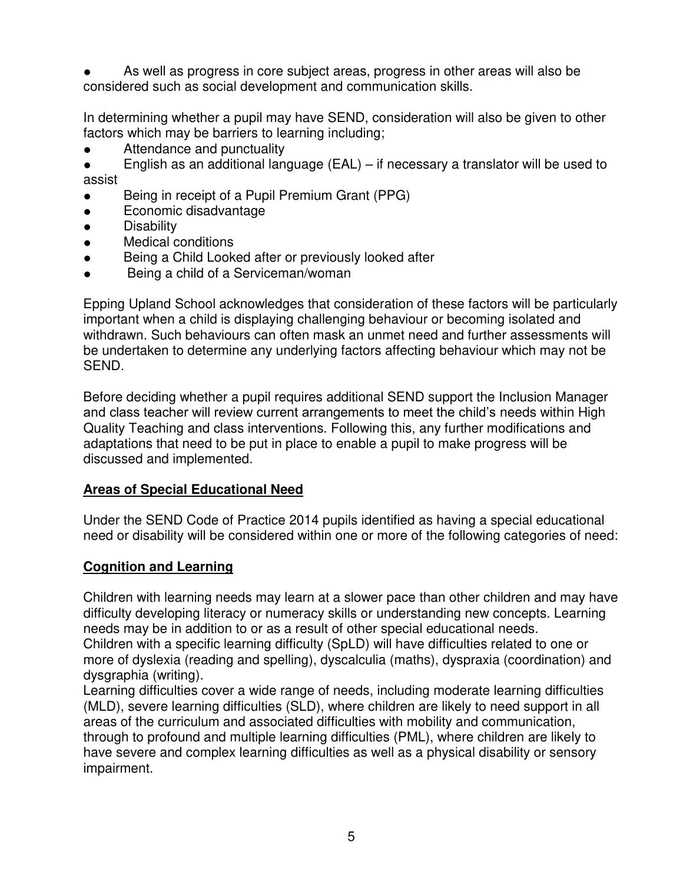- As well as progress in core subject areas, progress in other areas will also be considered such as social development and communication skills.

In determining whether a pupil may have SEND, consideration will also be given to other factors which may be barriers to learning including;

- Attendance and punctuality
- English as an additional language (EAL) – if necessary a translator will be used to assist
- Being in receipt of a Pupil Premium Grant (PPG)
- Economic disadvantage
- Disability
- Medical conditions
- Being a Child Looked after or previously looked after
- Being a child of a Serviceman/woman

Epping Upland School acknowledges that consideration of these factors will be particularly important when a child is displaying challenging behaviour or becoming isolated and withdrawn. Such behaviours can often mask an unmet need and further assessments will be undertaken to determine any underlying factors affecting behaviour which may not be SEND.

Before deciding whether a pupil requires additional SEND support the Inclusion Manager and class teacher will review current arrangements to meet the child's needs within High Quality Teaching and class interventions. Following this, any further modifications and adaptations that need to be put in place to enable a pupil to make progress will be discussed and implemented.

**Areas of Special Educational Need**

Under the SEND Code of Practice 2014 pupils identified as having a special educational need or disability will be considered within one or more of the following categories of need:

**Cognition and Learning**

Children with learning needs may learn at a slower pace than other children and may have difficulty developing literacy or numeracy skills or understanding new concepts. Learning needs may be in addition to or as a result of other special educational needs.
Children with a specific learning difficulty (SpLD) will have difficulties related to one or more of dyslexia (reading and spelling), dyscalculia (maths), dyspraxia (coordination) and dysgraphia (writing).
Learning difficulties cover a wide range of needs, including moderate learning difficulties (MLD), severe learning difficulties (SLD), where children are likely to need support in all areas of the curriculum and associated difficulties with mobility and communication, through to profound and multiple learning difficulties (PML), where children are likely to have severe and complex learning difficulties as well as a physical disability or sensory impairment.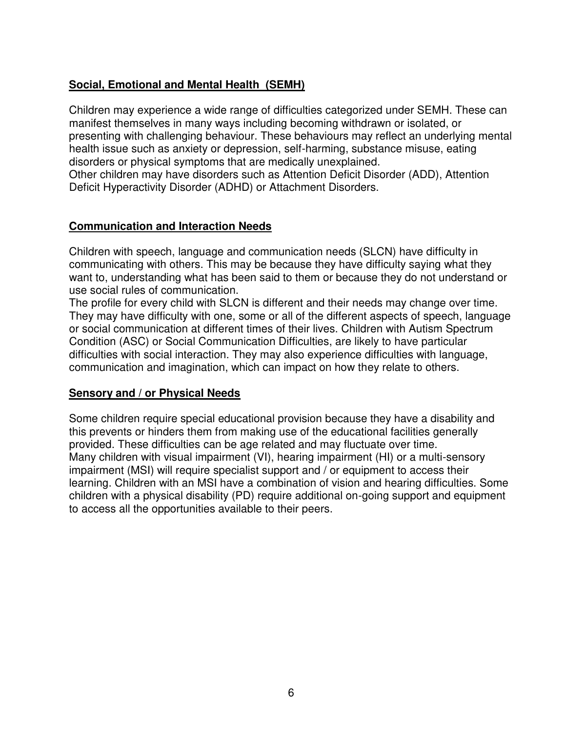## Social, Emotional and Mental Health (SEMH)

Children may experience a wide range of difficulties categorized under SEMH. These can manifest themselves in many ways including becoming withdrawn or isolated, or presenting with challenging behaviour. These behaviours may reflect an underlying mental health issue such as anxiety or depression, self-harming, substance misuse, eating disorders or physical symptoms that are medically unexplained.
Other children may have disorders such as Attention Deficit Disorder (ADD), Attention Deficit Hyperactivity Disorder (ADHD) or Attachment Disorders.

## Communication and Interaction Needs

Children with speech, language and communication needs (SLCN) have difficulty in communicating with others. This may be because they have difficulty saying what they want to, understanding what has been said to them or because they do not understand or use social rules of communication.
The profile for every child with SLCN is different and their needs may change over time. They may have difficulty with one, some or all of the different aspects of speech, language or social communication at different times of their lives. Children with Autism Spectrum Condition (ASC) or Social Communication Difficulties, are likely to have particular difficulties with social interaction. They may also experience difficulties with language, communication and imagination, which can impact on how they relate to others.

## Sensory and / or Physical Needs

Some children require special educational provision because they have a disability and this prevents or hinders them from making use of the educational facilities generally provided. These difficulties can be age related and may fluctuate over time.
Many children with visual impairment (VI), hearing impairment (HI) or a multi-sensory impairment (MSI) will require specialist support and / or equipment to access their learning. Children with an MSI have a combination of vision and hearing difficulties. Some children with a physical disability (PD) require additional on-going support and equipment to access all the opportunities available to their peers.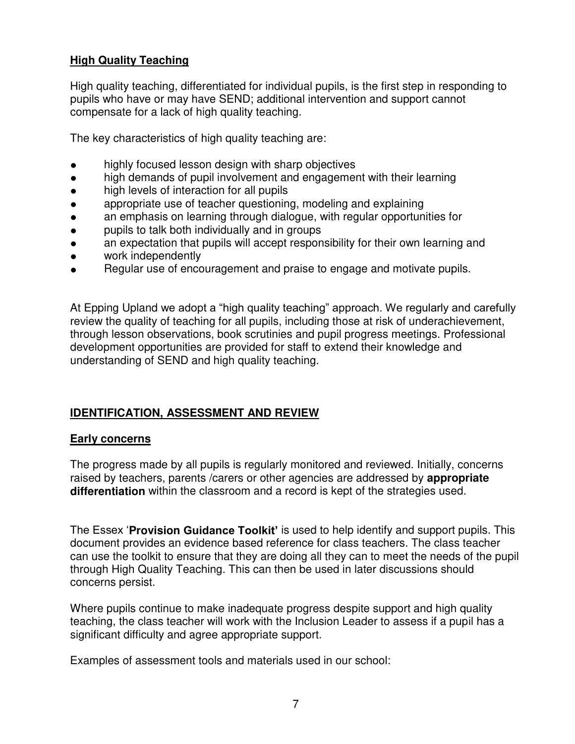**High Quality Teaching**

High quality teaching, differentiated for individual pupils, is the first step in responding to pupils who have or may have SEND; additional intervention and support cannot compensate for a lack of high quality teaching.

The key characteristics of high quality teaching are:

- highly focused lesson design with sharp objectives
- high demands of pupil involvement and engagement with their learning
- high levels of interaction for all pupils
- appropriate use of teacher questioning, modeling and explaining
- an emphasis on learning through dialogue, with regular opportunities for
- pupils to talk both individually and in groups
- an expectation that pupils will accept responsibility for their own learning and
- work independently
- Regular use of encouragement and praise to engage and motivate pupils.

At Epping Upland we adopt a "high quality teaching" approach. We regularly and carefully review the quality of teaching for all pupils, including those at risk of underachievement, through lesson observations, book scrutinies and pupil progress meetings. Professional development opportunities are provided for staff to extend their knowledge and understanding of SEND and high quality teaching.

## IDENTIFICATION, ASSESSMENT AND REVIEW

**Early concerns**

The progress made by all pupils is regularly monitored and reviewed. Initially, concerns raised by teachers, parents /carers or other agencies are addressed by **appropriate differentiation** within the classroom and a record is kept of the strategies used.

The Essex '**Provision Guidance Toolkit'** is used to help identify and support pupils. This document provides an evidence based reference for class teachers. The class teacher can use the toolkit to ensure that they are doing all they can to meet the needs of the pupil through High Quality Teaching. This can then be used in later discussions should concerns persist.

Where pupils continue to make inadequate progress despite support and high quality teaching, the class teacher will work with the Inclusion Leader to assess if a pupil has a significant difficulty and agree appropriate support.

Examples of assessment tools and materials used in our school: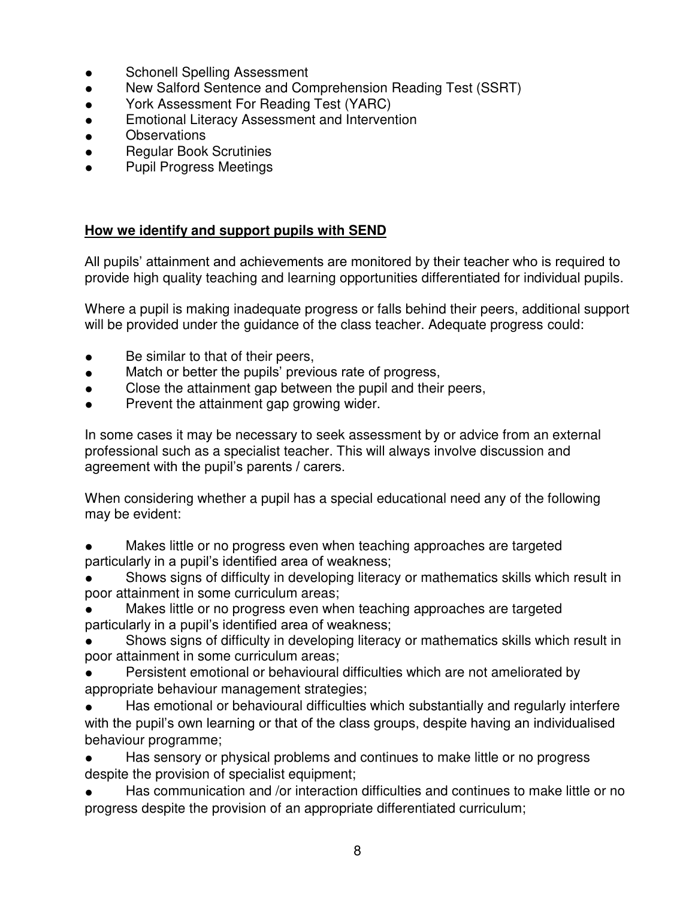- Schonell Spelling Assessment
- New Salford Sentence and Comprehension Reading Test (SSRT)
- York Assessment For Reading Test (YARC)
- Emotional Literacy Assessment and Intervention
- Observations
- Regular Book Scrutinies
- Pupil Progress Meetings

**<u>How we identify and support pupils with SEND</u>**

All pupils' attainment and achievements are monitored by their teacher who is required to provide high quality teaching and learning opportunities differentiated for individual pupils.

Where a pupil is making inadequate progress or falls behind their peers, additional support will be provided under the guidance of the class teacher. Adequate progress could:

- Be similar to that of their peers,
- Match or better the pupils' previous rate of progress,
- Close the attainment gap between the pupil and their peers,
- Prevent the attainment gap growing wider.

In some cases it may be necessary to seek assessment by or advice from an external professional such as a specialist teacher. This will always involve discussion and agreement with the pupil's parents / carers.

When considering whether a pupil has a special educational need any of the following may be evident:

- Makes little or no progress even when teaching approaches are targeted particularly in a pupil's identified area of weakness;
- Shows signs of difficulty in developing literacy or mathematics skills which result in poor attainment in some curriculum areas;
- Makes little or no progress even when teaching approaches are targeted particularly in a pupil's identified area of weakness;
- Shows signs of difficulty in developing literacy or mathematics skills which result in poor attainment in some curriculum areas;
- Persistent emotional or behavioural difficulties which are not ameliorated by appropriate behaviour management strategies;
- Has emotional or behavioural difficulties which substantially and regularly interfere with the pupil's own learning or that of the class groups, despite having an individualised behaviour programme;
- Has sensory or physical problems and continues to make little or no progress despite the provision of specialist equipment;
- Has communication and /or interaction difficulties and continues to make little or no progress despite the provision of an appropriate differentiated curriculum;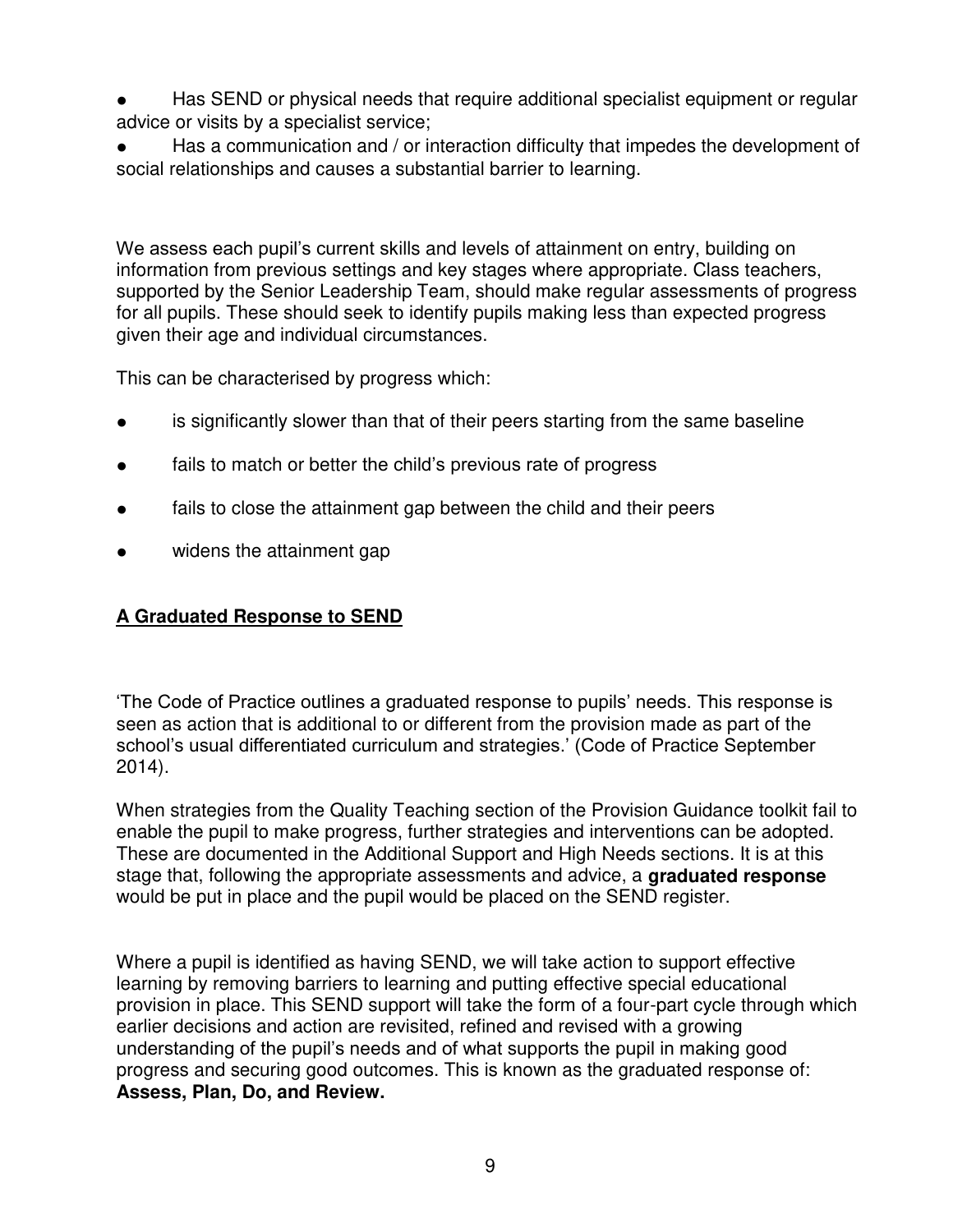- Has SEND or physical needs that require additional specialist equipment or regular advice or visits by a specialist service;
- Has a communication and / or interaction difficulty that impedes the development of social relationships and causes a substantial barrier to learning.

We assess each pupil's current skills and levels of attainment on entry, building on information from previous settings and key stages where appropriate. Class teachers, supported by the Senior Leadership Team, should make regular assessments of progress for all pupils. These should seek to identify pupils making less than expected progress given their age and individual circumstances.

This can be characterised by progress which:

- is significantly slower than that of their peers starting from the same baseline
- fails to match or better the child's previous rate of progress
- fails to close the attainment gap between the child and their peers
- widens the attainment gap

## <u>A Graduated Response to SEND</u>

'The Code of Practice outlines a graduated response to pupils' needs. This response is seen as action that is additional to or different from the provision made as part of the school's usual differentiated curriculum and strategies.' (Code of Practice September 2014).

When strategies from the Quality Teaching section of the Provision Guidance toolkit fail to enable the pupil to make progress, further strategies and interventions can be adopted. These are documented in the Additional Support and High Needs sections. It is at this stage that, following the appropriate assessments and advice, a **graduated response** would be put in place and the pupil would be placed on the SEND register.

Where a pupil is identified as having SEND, we will take action to support effective learning by removing barriers to learning and putting effective special educational provision in place. This SEND support will take the form of a four-part cycle through which earlier decisions and action are revisited, refined and revised with a growing understanding of the pupil's needs and of what supports the pupil in making good progress and securing good outcomes. This is known as the graduated response of: **Assess, Plan, Do, and Review.**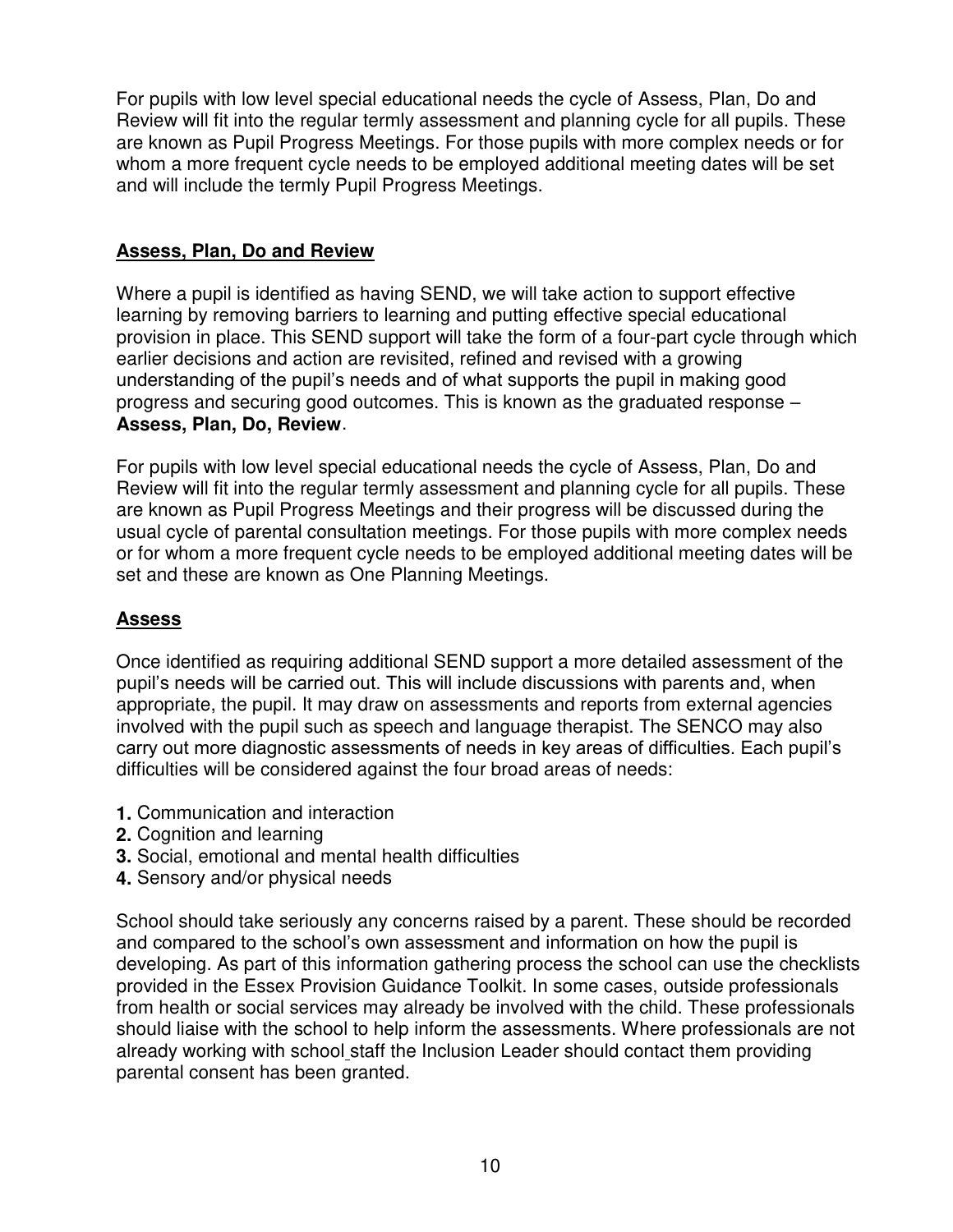For pupils with low level special educational needs the cycle of Assess, Plan, Do and Review will fit into the regular termly assessment and planning cycle for all pupils. These are known as Pupil Progress Meetings. For those pupils with more complex needs or for whom a more frequent cycle needs to be employed additional meeting dates will be set and will include the termly Pupil Progress Meetings.

## Assess, Plan, Do and Review

Where a pupil is identified as having SEND, we will take action to support effective learning by removing barriers to learning and putting effective special educational provision in place. This SEND support will take the form of a four-part cycle through which earlier decisions and action are revisited, refined and revised with a growing understanding of the pupil's needs and of what supports the pupil in making good progress and securing good outcomes. This is known as the graduated response – **Assess, Plan, Do, Review**.

For pupils with low level special educational needs the cycle of Assess, Plan, Do and Review will fit into the regular termly assessment and planning cycle for all pupils. These are known as Pupil Progress Meetings and their progress will be discussed during the usual cycle of parental consultation meetings. For those pupils with more complex needs or for whom a more frequent cycle needs to be employed additional meeting dates will be set and these are known as One Planning Meetings.

## Assess

Once identified as requiring additional SEND support a more detailed assessment of the pupil's needs will be carried out. This will include discussions with parents and, when appropriate, the pupil. It may draw on assessments and reports from external agencies involved with the pupil such as speech and language therapist. The SENCO may also carry out more diagnostic assessments of needs in key areas of difficulties. Each pupil's difficulties will be considered against the four broad areas of needs:

1. Communication and interaction
2. Cognition and learning
3. Social, emotional and mental health difficulties
4. Sensory and/or physical needs

School should take seriously any concerns raised by a parent. These should be recorded and compared to the school's own assessment and information on how the pupil is developing. As part of this information gathering process the school can use the checklists provided in the Essex Provision Guidance Toolkit. In some cases, outside professionals from health or social services may already be involved with the child. These professionals should liaise with the school to help inform the assessments. Where professionals are not already working with school staff the Inclusion Leader should contact them providing parental consent has been granted.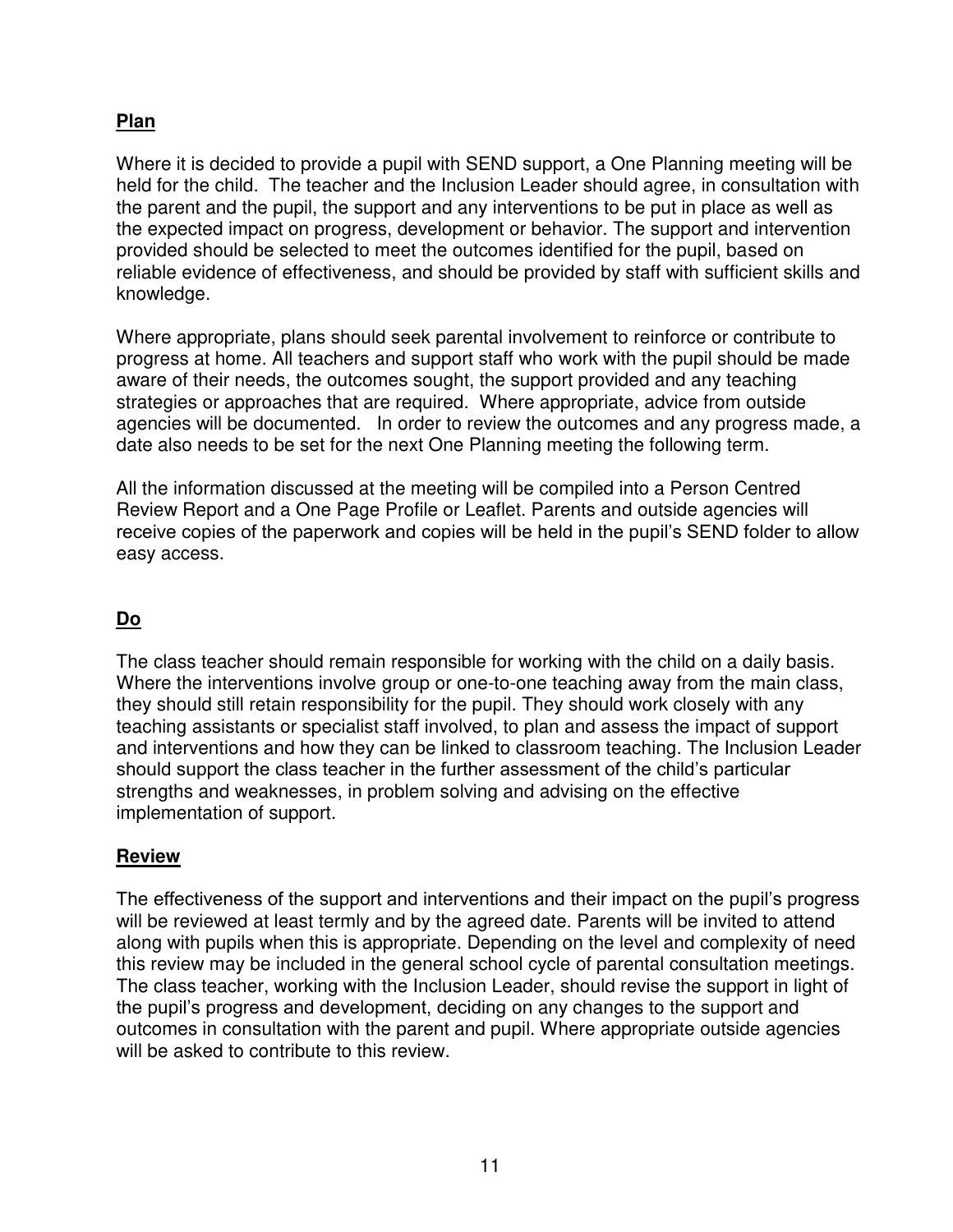## Plan

Where it is decided to provide a pupil with SEND support, a One Planning meeting will be held for the child. The teacher and the Inclusion Leader should agree, in consultation with the parent and the pupil, the support and any interventions to be put in place as well as the expected impact on progress, development or behavior. The support and intervention provided should be selected to meet the outcomes identified for the pupil, based on reliable evidence of effectiveness, and should be provided by staff with sufficient skills and knowledge.

Where appropriate, plans should seek parental involvement to reinforce or contribute to progress at home. All teachers and support staff who work with the pupil should be made aware of their needs, the outcomes sought, the support provided and any teaching strategies or approaches that are required. Where appropriate, advice from outside agencies will be documented. In order to review the outcomes and any progress made, a date also needs to be set for the next One Planning meeting the following term.

All the information discussed at the meeting will be compiled into a Person Centred Review Report and a One Page Profile or Leaflet. Parents and outside agencies will receive copies of the paperwork and copies will be held in the pupil's SEND folder to allow easy access.

## Do

The class teacher should remain responsible for working with the child on a daily basis. Where the interventions involve group or one-to-one teaching away from the main class, they should still retain responsibility for the pupil. They should work closely with any teaching assistants or specialist staff involved, to plan and assess the impact of support and interventions and how they can be linked to classroom teaching. The Inclusion Leader should support the class teacher in the further assessment of the child's particular strengths and weaknesses, in problem solving and advising on the effective implementation of support.

## Review

The effectiveness of the support and interventions and their impact on the pupil's progress will be reviewed at least termly and by the agreed date. Parents will be invited to attend along with pupils when this is appropriate. Depending on the level and complexity of need this review may be included in the general school cycle of parental consultation meetings. The class teacher, working with the Inclusion Leader, should revise the support in light of the pupil's progress and development, deciding on any changes to the support and outcomes in consultation with the parent and pupil. Where appropriate outside agencies will be asked to contribute to this review.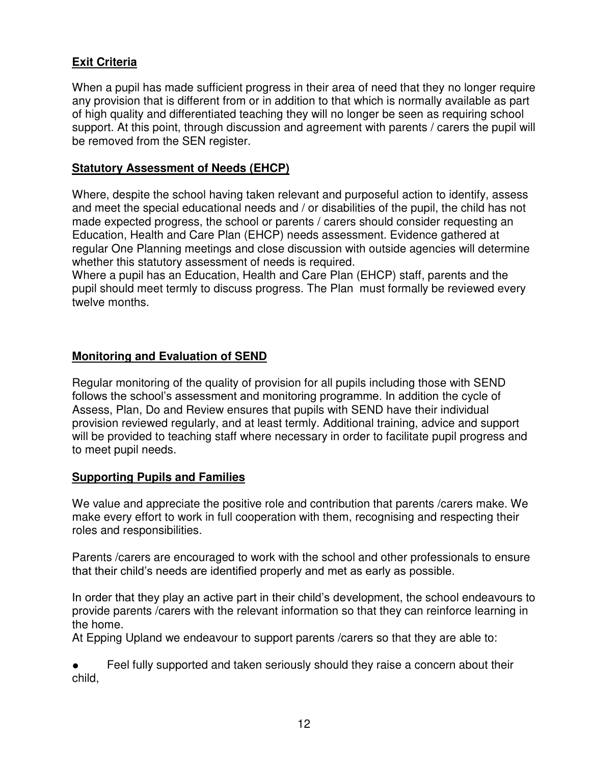## **Exit Criteria**

When a pupil has made sufficient progress in their area of need that they no longer require any provision that is different from or in addition to that which is normally available as part of high quality and differentiated teaching they will no longer be seen as requiring school support. At this point, through discussion and agreement with parents / carers the pupil will be removed from the SEN register.

## **Statutory Assessment of Needs (EHCP)**

Where, despite the school having taken relevant and purposeful action to identify, assess and meet the special educational needs and / or disabilities of the pupil, the child has not made expected progress, the school or parents / carers should consider requesting an Education, Health and Care Plan (EHCP) needs assessment. Evidence gathered at regular One Planning meetings and close discussion with outside agencies will determine whether this statutory assessment of needs is required.
Where a pupil has an Education, Health and Care Plan (EHCP) staff, parents and the pupil should meet termly to discuss progress. The Plan must formally be reviewed every twelve months.

## **Monitoring and Evaluation of SEND**

Regular monitoring of the quality of provision for all pupils including those with SEND follows the school's assessment and monitoring programme. In addition the cycle of Assess, Plan, Do and Review ensures that pupils with SEND have their individual provision reviewed regularly, and at least termly. Additional training, advice and support will be provided to teaching staff where necessary in order to facilitate pupil progress and to meet pupil needs.

## **Supporting Pupils and Families**

We value and appreciate the positive role and contribution that parents /carers make. We make every effort to work in full cooperation with them, recognising and respecting their roles and responsibilities.

Parents /carers are encouraged to work with the school and other professionals to ensure that their child's needs are identified properly and met as early as possible.

In order that they play an active part in their child's development, the school endeavours to provide parents /carers with the relevant information so that they can reinforce learning in the home.
At Epping Upland we endeavour to support parents /carers so that they are able to:

- Feel fully supported and taken seriously should they raise a concern about their child,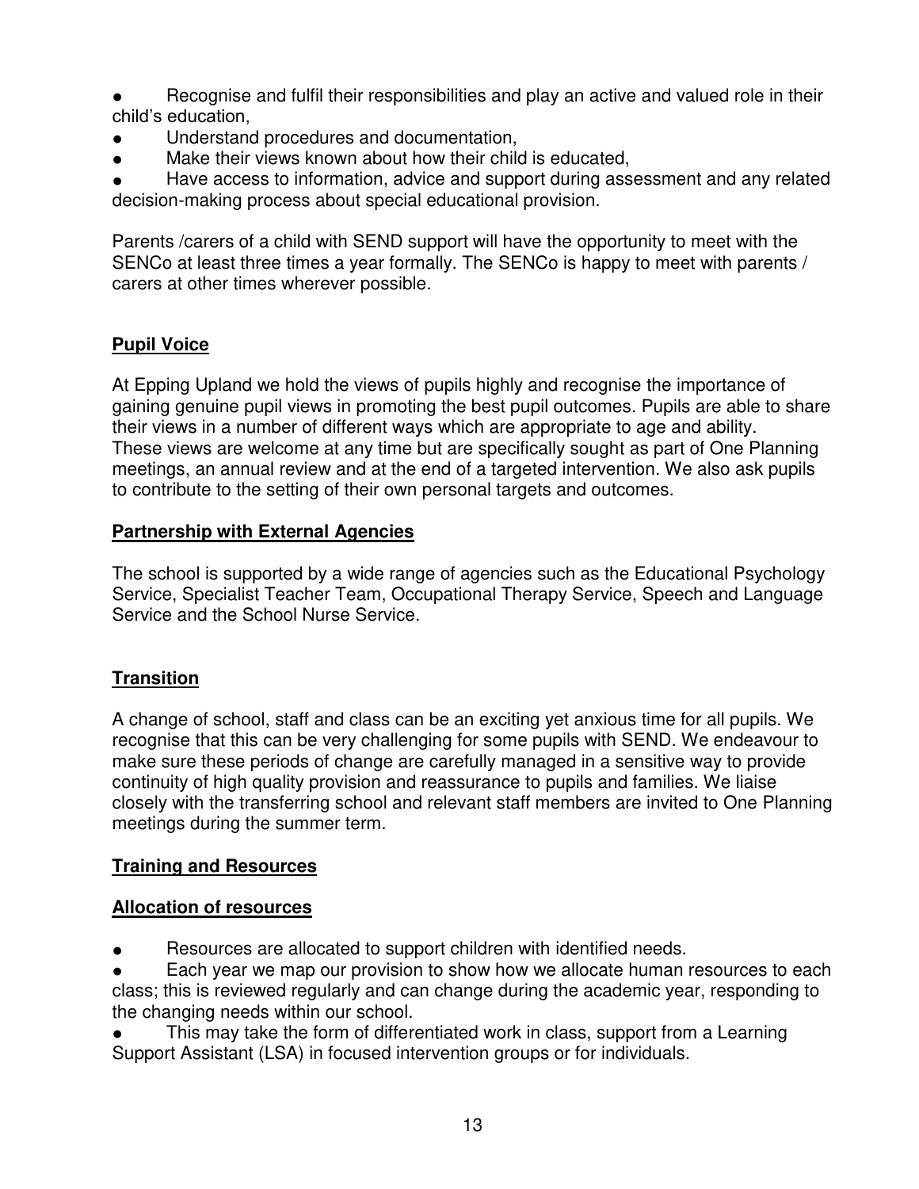- Recognise and fulfil their responsibilities and play an active and valued role in their child's education,
- Understand procedures and documentation,
- Make their views known about how their child is educated,
- Have access to information, advice and support during assessment and any related decision-making process about special educational provision.

Parents /carers of a child with SEND support will have the opportunity to meet with the SENCo at least three times a year formally. The SENCo is happy to meet with parents / carers at other times wherever possible.

## Pupil Voice

At Epping Upland we hold the views of pupils highly and recognise the importance of gaining genuine pupil views in promoting the best pupil outcomes. Pupils are able to share their views in a number of different ways which are appropriate to age and ability. These views are welcome at any time but are specifically sought as part of One Planning meetings, an annual review and at the end of a targeted intervention. We also ask pupils to contribute to the setting of their own personal targets and outcomes.

## Partnership with External Agencies

The school is supported by a wide range of agencies such as the Educational Psychology Service, Specialist Teacher Team, Occupational Therapy Service, Speech and Language Service and the School Nurse Service.

## Transition

A change of school, staff and class can be an exciting yet anxious time for all pupils. We recognise that this can be very challenging for some pupils with SEND. We endeavour to make sure these periods of change are carefully managed in a sensitive way to provide continuity of high quality provision and reassurance to pupils and families. We liaise closely with the transferring school and relevant staff members are invited to One Planning meetings during the summer term.

## Training and Resources

### Allocation of resources

- Resources are allocated to support children with identified needs.
- Each year we map our provision to show how we allocate human resources to each class; this is reviewed regularly and can change during the academic year, responding to the changing needs within our school.
- This may take the form of differentiated work in class, support from a Learning Support Assistant (LSA) in focused intervention groups or for individuals.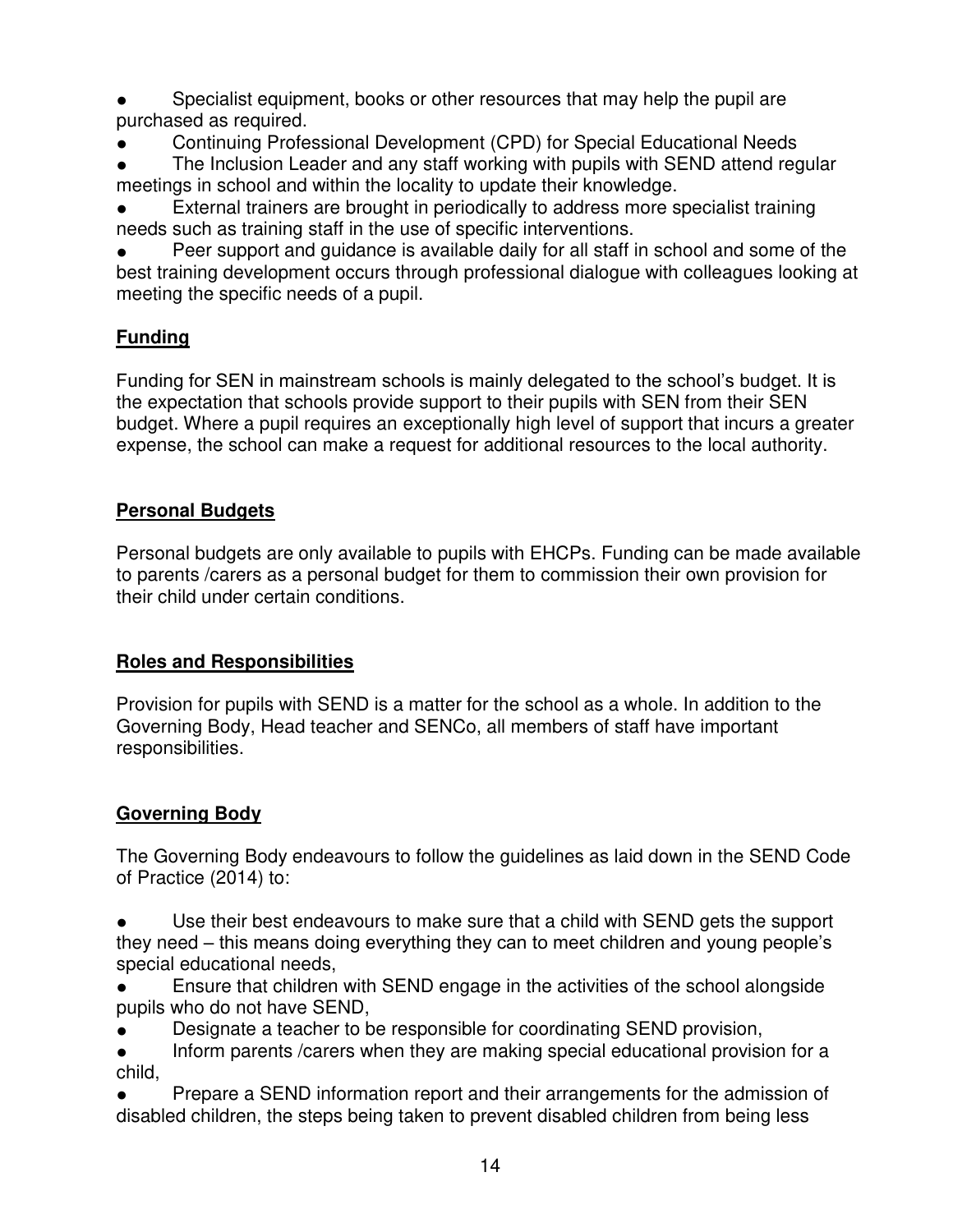- Specialist equipment, books or other resources that may help the pupil are purchased as required.
- Continuing Professional Development (CPD) for Special Educational Needs
- The Inclusion Leader and any staff working with pupils with SEND attend regular meetings in school and within the locality to update their knowledge.
- External trainers are brought in periodically to address more specialist training needs such as training staff in the use of specific interventions.
- Peer support and guidance is available daily for all staff in school and some of the best training development occurs through professional dialogue with colleagues looking at meeting the specific needs of a pupil.

## Funding

Funding for SEN in mainstream schools is mainly delegated to the school's budget. It is the expectation that schools provide support to their pupils with SEN from their SEN budget. Where a pupil requires an exceptionally high level of support that incurs a greater expense, the school can make a request for additional resources to the local authority.

## Personal Budgets

Personal budgets are only available to pupils with EHCPs. Funding can be made available to parents /carers as a personal budget for them to commission their own provision for their child under certain conditions.

## Roles and Responsibilities

Provision for pupils with SEND is a matter for the school as a whole. In addition to the Governing Body, Head teacher and SENCo, all members of staff have important responsibilities.

## Governing Body

The Governing Body endeavours to follow the guidelines as laid down in the SEND Code of Practice (2014) to:

- Use their best endeavours to make sure that a child with SEND gets the support they need – this means doing everything they can to meet children and young people's special educational needs,
- Ensure that children with SEND engage in the activities of the school alongside pupils who do not have SEND,
- Designate a teacher to be responsible for coordinating SEND provision,
- Inform parents /carers when they are making special educational provision for a child,
- Prepare a SEND information report and their arrangements for the admission of disabled children, the steps being taken to prevent disabled children from being less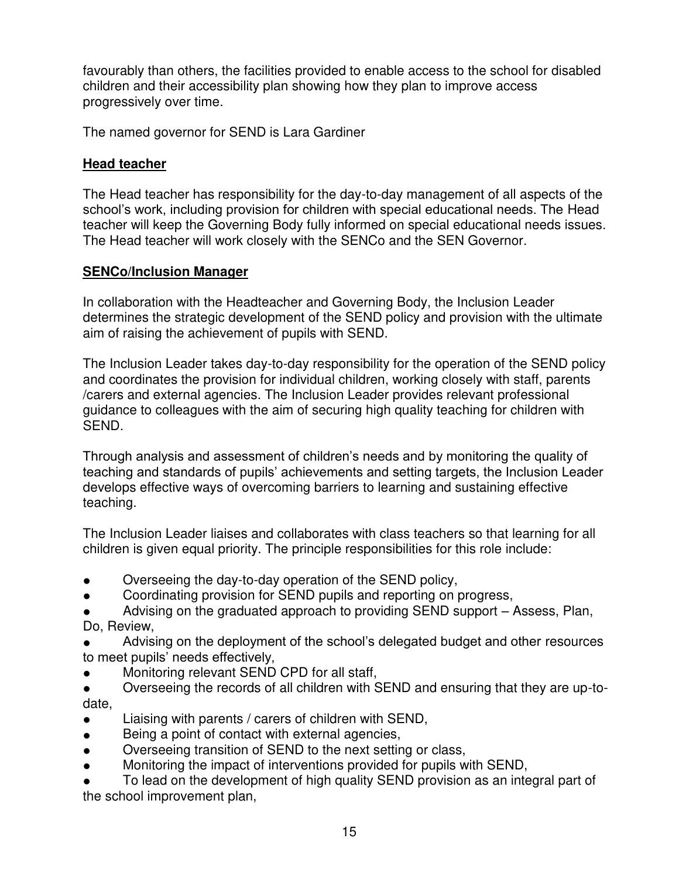favourably than others, the facilities provided to enable access to the school for disabled children and their accessibility plan showing how they plan to improve access progressively over time.

The named governor for SEND is Lara Gardiner

**Head teacher**

The Head teacher has responsibility for the day-to-day management of all aspects of the school's work, including provision for children with special educational needs. The Head teacher will keep the Governing Body fully informed on special educational needs issues. The Head teacher will work closely with the SENCo and the SEN Governor.

**SENCo/Inclusion Manager**

In collaboration with the Headteacher and Governing Body, the Inclusion Leader determines the strategic development of the SEND policy and provision with the ultimate aim of raising the achievement of pupils with SEND.

The Inclusion Leader takes day-to-day responsibility for the operation of the SEND policy and coordinates the provision for individual children, working closely with staff, parents /carers and external agencies. The Inclusion Leader provides relevant professional guidance to colleagues with the aim of securing high quality teaching for children with SEND.

Through analysis and assessment of children's needs and by monitoring the quality of teaching and standards of pupils' achievements and setting targets, the Inclusion Leader develops effective ways of overcoming barriers to learning and sustaining effective teaching.

The Inclusion Leader liaises and collaborates with class teachers so that learning for all children is given equal priority. The principle responsibilities for this role include:

- Overseeing the day-to-day operation of the SEND policy,
- Coordinating provision for SEND pupils and reporting on progress,
- Advising on the graduated approach to providing SEND support – Assess, Plan, Do, Review,
- Advising on the deployment of the school's delegated budget and other resources to meet pupils' needs effectively,
- Monitoring relevant SEND CPD for all staff,
- Overseeing the records of all children with SEND and ensuring that they are up-to-date,
- Liaising with parents / carers of children with SEND,
- Being a point of contact with external agencies,
- Overseeing transition of SEND to the next setting or class,
- Monitoring the impact of interventions provided for pupils with SEND,
- To lead on the development of high quality SEND provision as an integral part of the school improvement plan,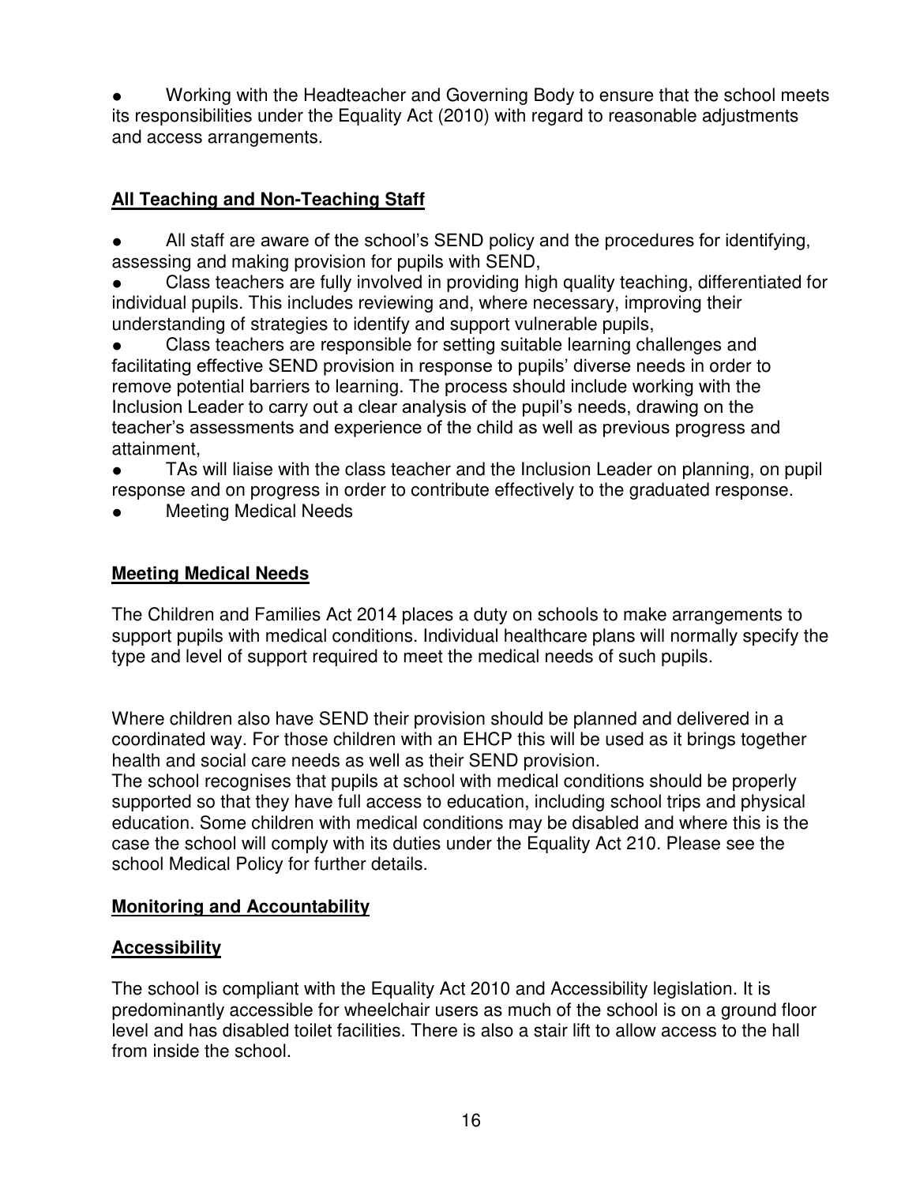- Working with the Headteacher and Governing Body to ensure that the school meets its responsibilities under the Equality Act (2010) with regard to reasonable adjustments and access arrangements.

**All Teaching and Non-Teaching Staff**

- All staff are aware of the school's SEND policy and the procedures for identifying, assessing and making provision for pupils with SEND,
- Class teachers are fully involved in providing high quality teaching, differentiated for individual pupils. This includes reviewing and, where necessary, improving their understanding of strategies to identify and support vulnerable pupils,
- Class teachers are responsible for setting suitable learning challenges and facilitating effective SEND provision in response to pupils' diverse needs in order to remove potential barriers to learning. The process should include working with the Inclusion Leader to carry out a clear analysis of the pupil's needs, drawing on the teacher's assessments and experience of the child as well as previous progress and attainment,
- TAs will liaise with the class teacher and the Inclusion Leader on planning, on pupil response and on progress in order to contribute effectively to the graduated response.
- Meeting Medical Needs

**Meeting Medical Needs**

The Children and Families Act 2014 places a duty on schools to make arrangements to support pupils with medical conditions. Individual healthcare plans will normally specify the type and level of support required to meet the medical needs of such pupils.

Where children also have SEND their provision should be planned and delivered in a coordinated way. For those children with an EHCP this will be used as it brings together health and social care needs as well as their SEND provision.
The school recognises that pupils at school with medical conditions should be properly supported so that they have full access to education, including school trips and physical education. Some children with medical conditions may be disabled and where this is the case the school will comply with its duties under the Equality Act 210. Please see the school Medical Policy for further details.

**Monitoring and Accountability**

**Accessibility**

The school is compliant with the Equality Act 2010 and Accessibility legislation. It is predominantly accessible for wheelchair users as much of the school is on a ground floor level and has disabled toilet facilities. There is also a stair lift to allow access to the hall from inside the school.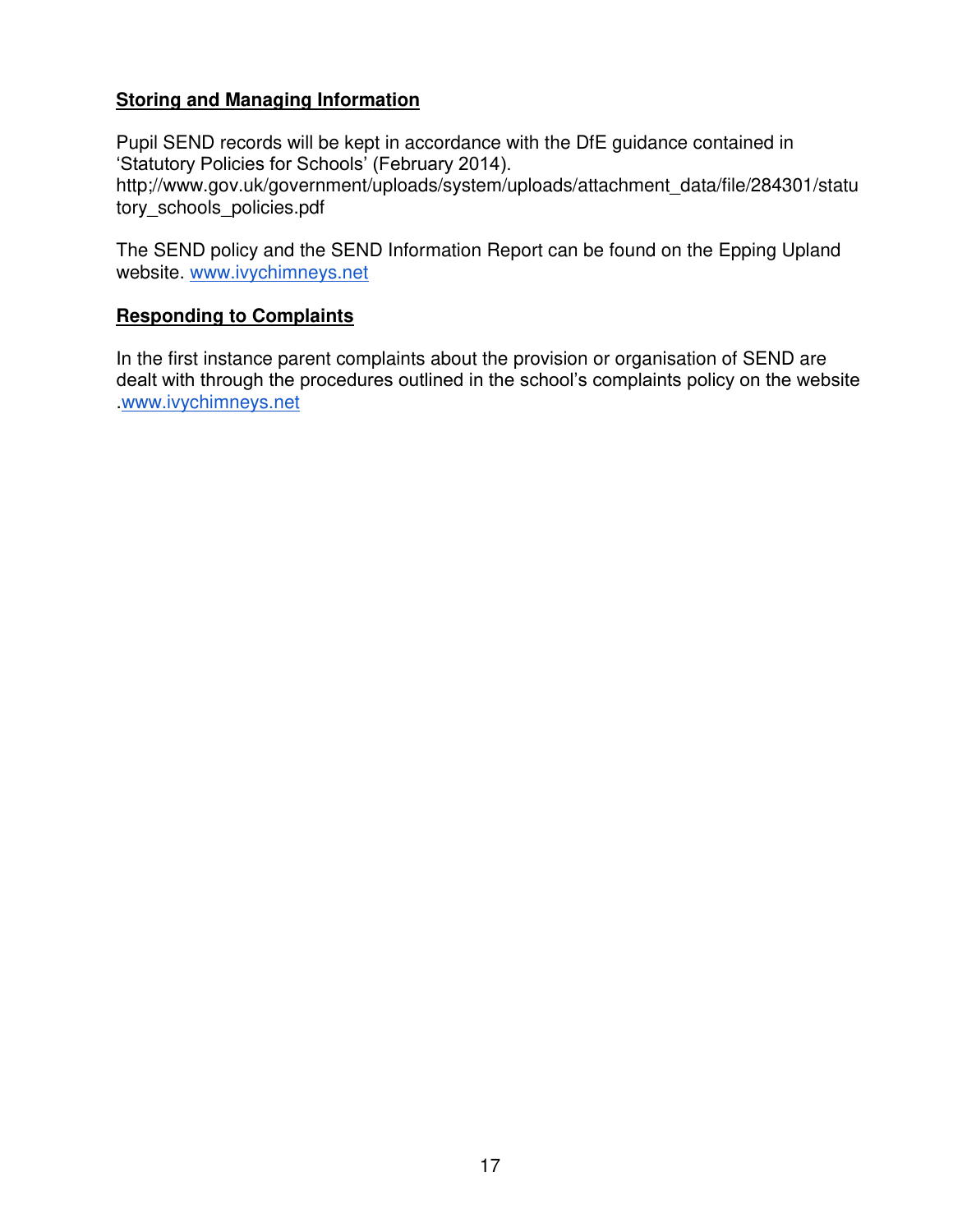## **Storing and Managing Information**

Pupil SEND records will be kept in accordance with the DfE guidance contained in 'Statutory Policies for Schools' (February 2014).
http;//www.gov.uk/government/uploads/system/uploads/attachment_data/file/284301/statutory_schools_policies.pdf

The SEND policy and the SEND Information Report can be found on the Epping Upland website. [www.ivychimneys.net](http://www.ivychimneys.net)

## **Responding to Complaints**

In the first instance parent complaints about the provision or organisation of SEND are dealt with through the procedures outlined in the school's complaints policy on the website .[www.ivychimneys.net](http://www.ivychimneys.net)